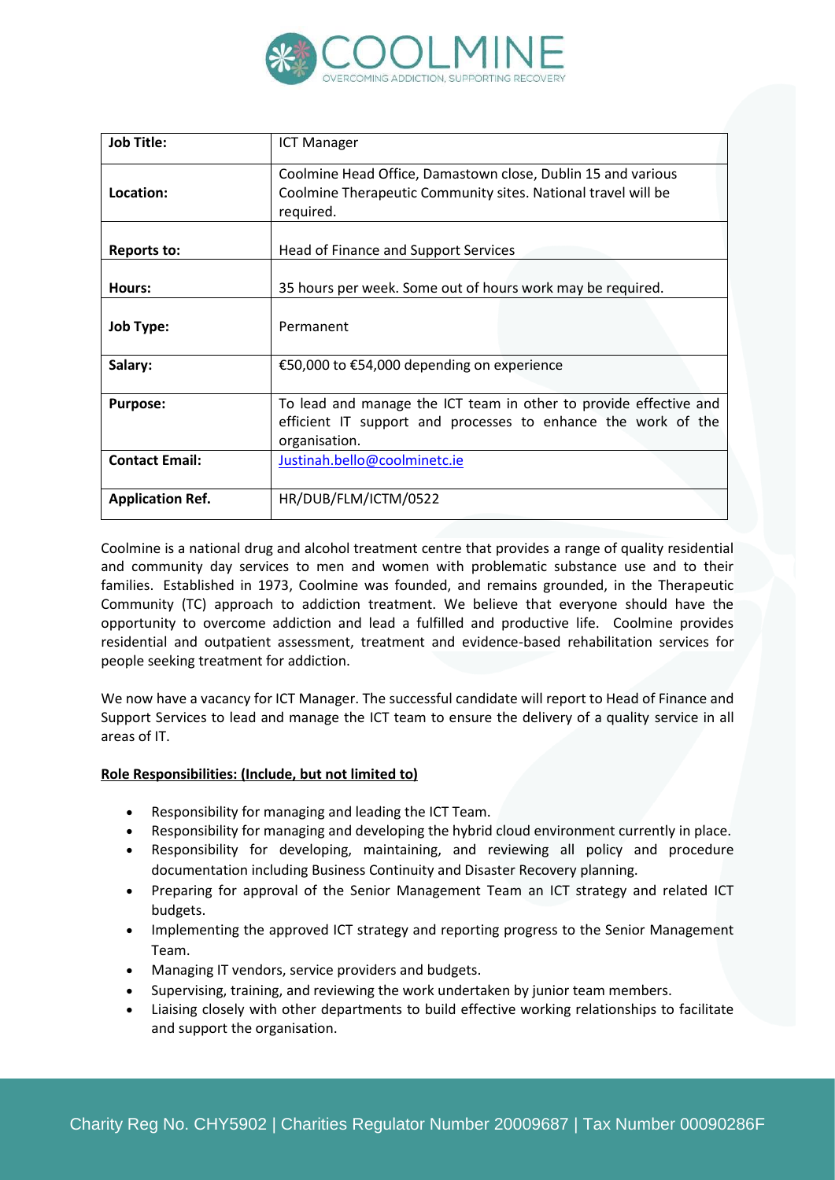| Job Title: | ICT Manager |
| --- | --- |
| Location: | Coolmine Head Office, Damastown close, Dublin 15 and various Coolmine Therapeutic Community sites. National travel will be required. |
| Reports to: | Head of Finance and Support Services |
| Hours: | 35 hours per week. Some out of hours work may be required. |
| Job Type: | Permanent |
| Salary: | €50,000 to €54,000 depending on experience |
| Purpose: | To lead and manage the ICT team in other to provide effective and efficient IT support and processes to enhance the work of the organisation. |
| Contact Email: | Justinah.bello@coolminetc.ie |
| Application Ref. | HR/DUB/FLM/ICTM/0522 |

Coolmine is a national drug and alcohol treatment centre that provides a range of quality residential and community day services to men and women with problematic substance use and to their families. Established in 1973, Coolmine was founded, and remains grounded, in the Therapeutic Community (TC) approach to addiction treatment. We believe that everyone should have the opportunity to overcome addiction and lead a fulfilled and productive life. Coolmine provides residential and outpatient assessment, treatment and evidence-based rehabilitation services for people seeking treatment for addiction.

We now have a vacancy for ICT Manager. The successful candidate will report to Head of Finance and Support Services to lead and manage the ICT team to ensure the delivery of a quality service in all areas of IT.

**Role Responsibilities: (Include, but not limited to)**

- Responsibility for managing and leading the ICT Team.
- Responsibility for managing and developing the hybrid cloud environment currently in place.
- Responsibility for developing, maintaining, and reviewing all policy and procedure documentation including Business Continuity and Disaster Recovery planning.
- Preparing for approval of the Senior Management Team an ICT strategy and related ICT budgets.
- Implementing the approved ICT strategy and reporting progress to the Senior Management Team.
- Managing IT vendors, service providers and budgets.
- Supervising, training, and reviewing the work undertaken by junior team members.
- Liaising closely with other departments to build effective working relationships to facilitate and support the organisation.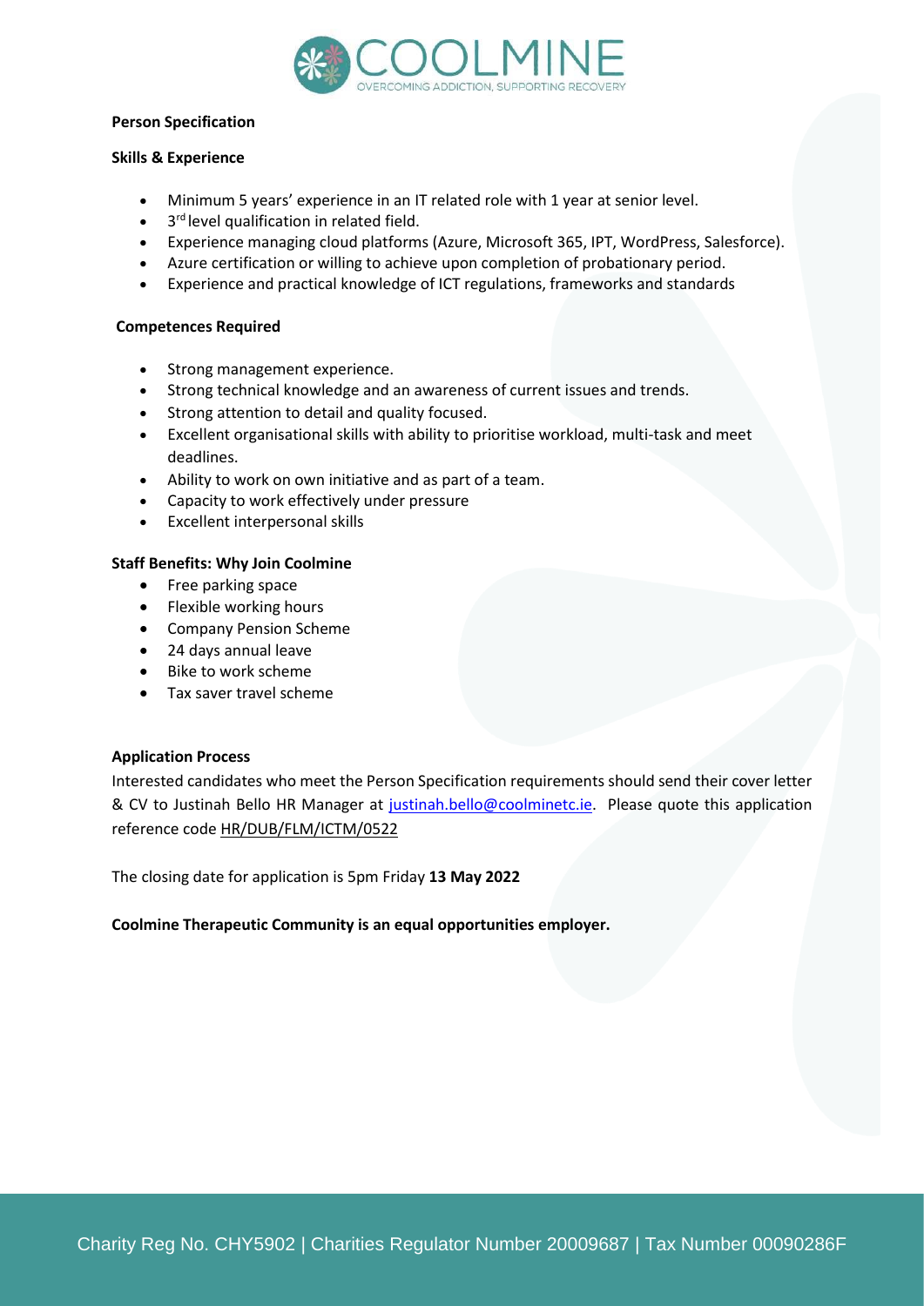**Person Specification**

**Skills & Experience**

- Minimum 5 years' experience in an IT related role with 1 year at senior level.
- 3rd level qualification in related field.
- Experience managing cloud platforms (Azure, Microsoft 365, IPT, WordPress, Salesforce).
- Azure certification or willing to achieve upon completion of probationary period.
- Experience and practical knowledge of ICT regulations, frameworks and standards

**Competences Required**

- Strong management experience.
- Strong technical knowledge and an awareness of current issues and trends.
- Strong attention to detail and quality focused.
- Excellent organisational skills with ability to prioritise workload, multi-task and meet deadlines.
- Ability to work on own initiative and as part of a team.
- Capacity to work effectively under pressure
- Excellent interpersonal skills

**Staff Benefits: Why Join Coolmine**

- Free parking space
- Flexible working hours
- Company Pension Scheme
- 24 days annual leave
- Bike to work scheme
- Tax saver travel scheme

**Application Process**

Interested candidates who meet the Person Specification requirements should send their cover letter & CV to Justinah Bello HR Manager at justinah.bello@coolminetc.ie. Please quote this application reference code HR/DUB/FLM/ICTM/0522

The closing date for application is 5pm Friday **13 May 2022**

**Coolmine Therapeutic Community is an equal opportunities employer.**

Charity Reg No. CHY5902 | Charities Regulator Number 20009687 | Tax Number 00090286F